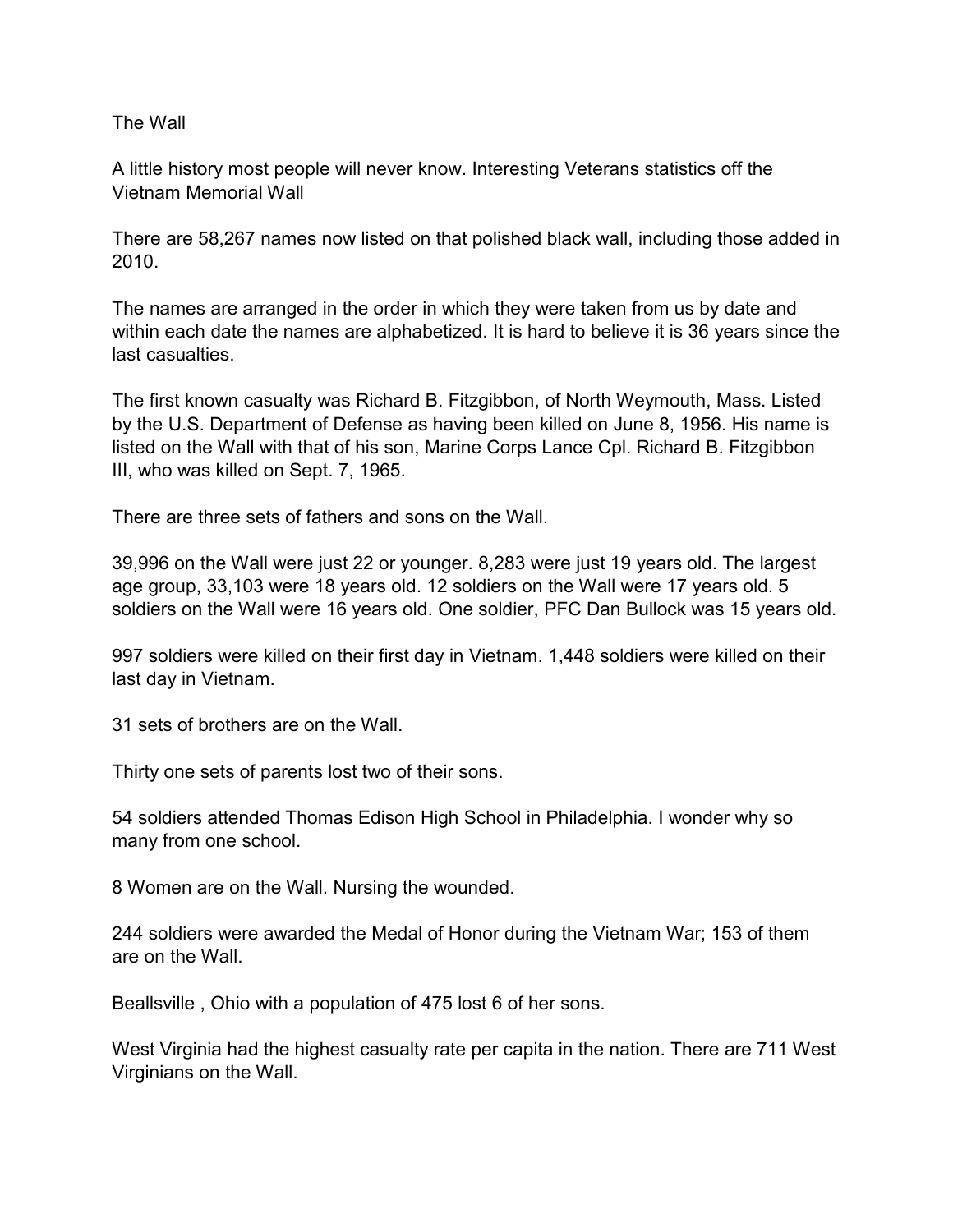# The Wall

A little history most people will never know. Interesting Veterans statistics off the Vietnam Memorial Wall

There are 58,267 names now listed on that polished black wall, including those added in 2010.

The names are arranged in the order in which they were taken from us by date and within each date the names are alphabetized. It is hard to believe it is 36 years since the last casualties.

The first known casualty was Richard B. Fitzgibbon, of North Weymouth, Mass. Listed by the U.S. Department of Defense as having been killed on June 8, 1956. His name is listed on the Wall with that of his son, Marine Corps Lance Cpl. Richard B. Fitzgibbon III, who was killed on Sept. 7, 1965.

There are three sets of fathers and sons on the Wall.

39,996 on the Wall were just 22 or younger. 8,283 were just 19 years old. The largest age group, 33,103 were 18 years old. 12 soldiers on the Wall were 17 years old. 5 soldiers on the Wall were 16 years old. One soldier, PFC Dan Bullock was 15 years old.

997 soldiers were killed on their first day in Vietnam. 1,448 soldiers were killed on their last day in Vietnam.

31 sets of brothers are on the Wall.

Thirty one sets of parents lost two of their sons.

54 soldiers attended Thomas Edison High School in Philadelphia. I wonder why so many from one school.

8 Women are on the Wall. Nursing the wounded.

244 soldiers were awarded the Medal of Honor during the Vietnam War; 153 of them are on the Wall.

Beallsville , Ohio with a population of 475 lost 6 of her sons.

West Virginia had the highest casualty rate per capita in the nation. There are 711 West Virginians on the Wall.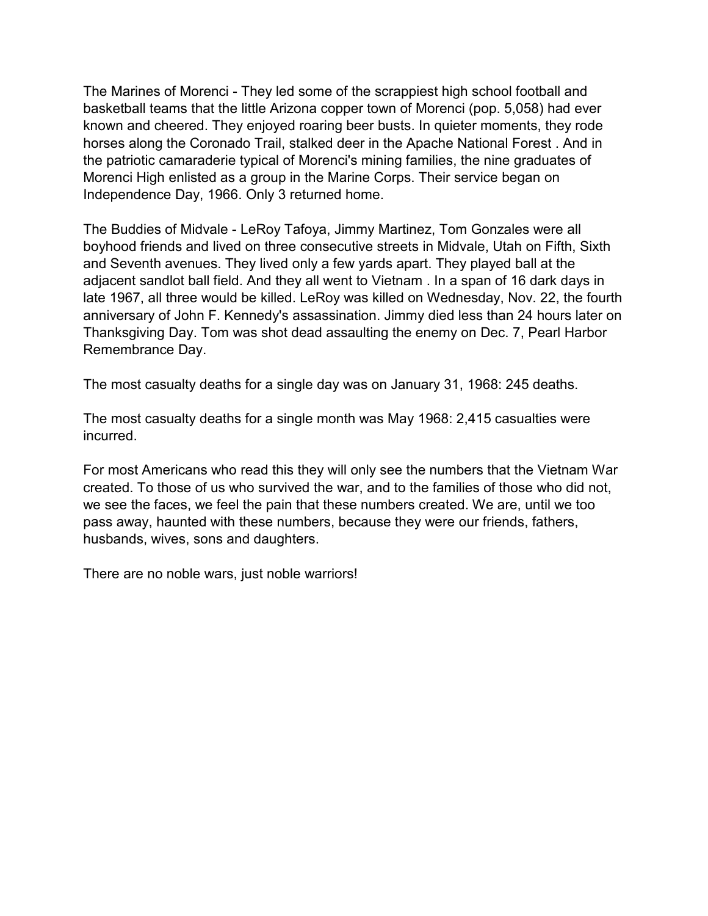The Marines of Morenci - They led some of the scrappiest high school football and basketball teams that the little Arizona copper town of Morenci (pop. 5,058) had ever known and cheered. They enjoyed roaring beer busts. In quieter moments, they rode horses along the Coronado Trail, stalked deer in the Apache National Forest . And in the patriotic camaraderie typical of Morenci's mining families, the nine graduates of Morenci High enlisted as a group in the Marine Corps. Their service began on Independence Day, 1966. Only 3 returned home.

The Buddies of Midvale - LeRoy Tafoya, Jimmy Martinez, Tom Gonzales were all boyhood friends and lived on three consecutive streets in Midvale, Utah on Fifth, Sixth and Seventh avenues. They lived only a few yards apart. They played ball at the adjacent sandlot ball field. And they all went to Vietnam . In a span of 16 dark days in late 1967, all three would be killed. LeRoy was killed on Wednesday, Nov. 22, the fourth anniversary of John F. Kennedy's assassination. Jimmy died less than 24 hours later on Thanksgiving Day. Tom was shot dead assaulting the enemy on Dec. 7, Pearl Harbor Remembrance Day.

The most casualty deaths for a single day was on January 31, 1968: 245 deaths.

The most casualty deaths for a single month was May 1968: 2,415 casualties were incurred.

For most Americans who read this they will only see the numbers that the Vietnam War created. To those of us who survived the war, and to the families of those who did not, we see the faces, we feel the pain that these numbers created. We are, until we too pass away, haunted with these numbers, because they were our friends, fathers, husbands, wives, sons and daughters.

There are no noble wars, just noble warriors!